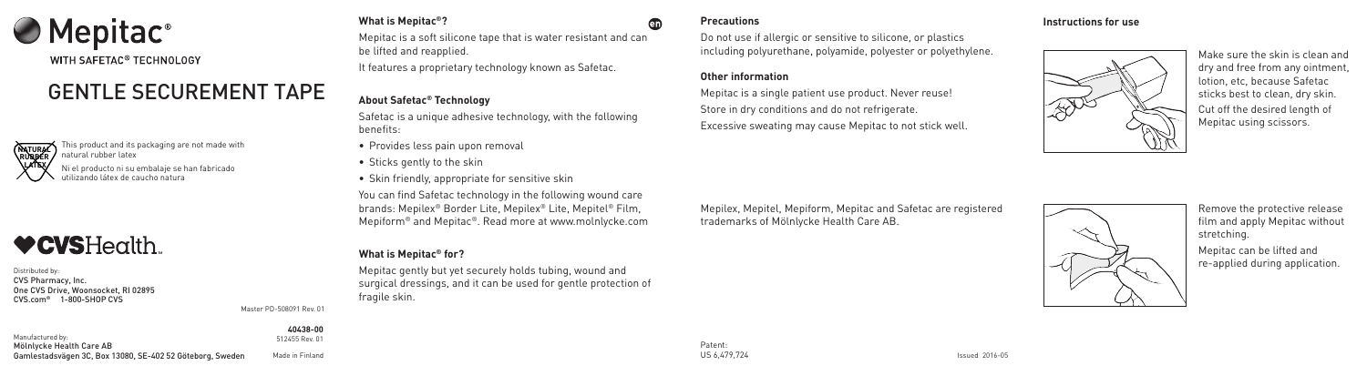# Mepitac®

WITH SAFETAC® TECHNOLOGY

## GENTLE SECUREMENT TAPE

This product and its packaging are not made with natural rubber latex

Ni el producto ni su embalaje se han fabricado utilizando látex de caucho natura

CVSHealth.

Distributed by:
CVS Pharmacy, Inc.
One CVS Drive, Woonsocket, RI 02895
CVS.com® 1-800-SHOP CVS

Master PD-508091 Rev. 01

Manufactured by:
Mölnlycke Health Care AB
Gamlestadsvägen 3C, Box 13080, SE-402 52 Göteborg, Sweden

40438-00
512455 Rev. 01
Made in Finland

en

### What is Mepitac®?

Mepitac is a soft silicone tape that is water resistant and can be lifted and reapplied.

It features a proprietary technology known as Safetac.

### About Safetac® Technology

Safetac is a unique adhesive technology, with the following benefits:

- Provides less pain upon removal
- Sticks gently to the skin
- Skin friendly, appropriate for sensitive skin

You can find Safetac technology in the following wound care brands: Mepilex® Border Lite, Mepilex® Lite, Mepitel® Film, Mepiform® and Mepitac®. Read more at www.molnlycke.com

### What is Mepitac® for?

Mepitac gently but yet securely holds tubing, wound and surgical dressings, and it can be used for gentle protection of fragile skin.

### Precautions

Do not use if allergic or sensitive to silicone, or plastics including polyurethane, polyamide, polyester or polyethylene.

### Other information

Mepitac is a single patient use product. Never reuse!

Store in dry conditions and do not refrigerate.

Excessive sweating may cause Mepitac to not stick well.

Mepilex, Mepitel, Mepiform, Mepitac and Safetac are registered trademarks of Mölnlycke Health Care AB.

Patent:
US 6,479,724

Issued 2016-05

### Instructions for use

Make sure the skin is clean and dry and free from any ointment, lotion, etc, because Safetac sticks best to clean, dry skin. Cut off the desired length of Mepitac using scissors.

Remove the protective release film and apply Mepitac without stretching.

Mepitac can be lifted and re-applied during application.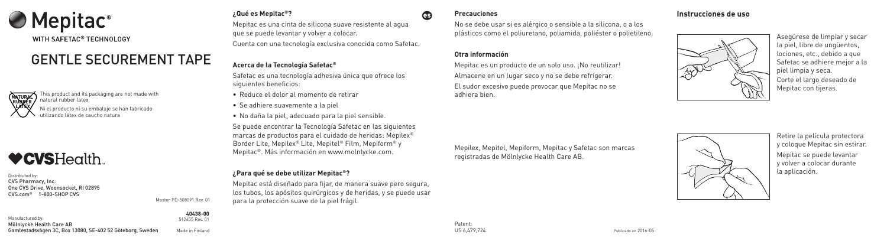# Mepitac®

WITH SAFETAC® TECHNOLOGY

# GENTLE SECUREMENT TAPE

This product and its packaging are not made with natural rubber latex

Ni el producto ni su embalaje se han fabricado utilizando látex de caucho natura

CVSHealth.

Distributed by:
CVS Pharmacy, Inc.
One CVS Drive, Woonsocket, RI 02895
CVS.com® 1-800-SHOP CVS

Master PD-508091 Rev. 01

Manufactured by:
Mölnlycke Health Care AB
Gamlestadsvägen 3C, Box 13080, SE-402 52 Göteborg, Sweden

**40438-00**
512455 Rev. 01

Made in Finland

es

## ¿Qué es Mepitac®?

Mepitac es una cinta de silicona suave resistente al agua que se puede levantar y volver a colocar.

Cuenta con una tecnología exclusiva conocida como Safetac.

## Acerca de la Tecnología Safetac®

Safetac es una tecnología adhesiva única que ofrece los siguientes beneficios:

- Reduce el dolor al momento de retirar
- Se adhiere suavemente a la piel
- No daña la piel, adecuado para la piel sensible.

Se puede encontrar la Tecnología Safetac en las siguientes marcas de productos para el cuidado de heridas: Mepilex® Border Lite, Mepilex® Lite, Mepitel® Film, Mepiform® y Mepitac®. Más información en www.molnlycke.com.

## ¿Para qué se debe utilizar Mepitac®?

Mepitac está diseñado para fijar, de manera suave pero segura, los tubos, los apósitos quirúrgicos y de heridas, y se puede usar para la protección suave de la piel frágil.

## Precauciones

No se debe usar si es alérgico o sensible a la silicona, o a los plásticos como el poliuretano, poliamida, poliéster o polietileno.

## Otra información

Mepitac es un producto de un solo uso. ¡No reutilizar!

Almacene en un lugar seco y no se debe refrigerar.

El sudor excesivo puede provocar que Mepitac no se adhiera bien.

Mepilex, Mepitel, Mepiform, Mepitac y Safetac son marcas registradas de Mölnlycke Health Care AB.

Patent:
US 6,479,724

Publicado en 2016-05

## Instrucciones de uso

Asegúrese de limpiar y secar la piel, libre de ungüentos, lociones, etc., debido a que Safetac se adhiere mejor a la piel limpia y seca.

Corte el largo deseado de Mepitac con tijeras.

Retire la película protectora y coloque Mepitac sin estirar.

Mepitac se puede levantar y volver a colocar durante la aplicación.